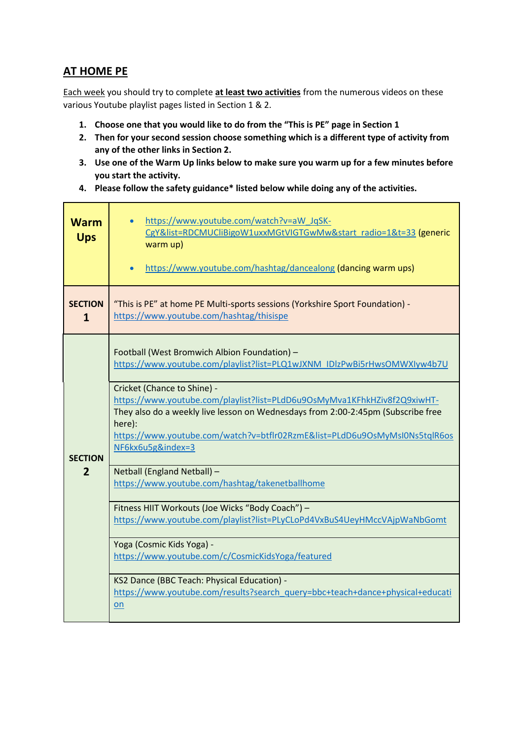## AT HOME PE

Each week you should try to complete **at least two activities** from the numerous videos on these various Youtube playlist pages listed in Section 1 & 2.

1. **Choose one that you would like to do from the "This is PE" page in Section 1**
2. **Then for your second session choose something which is a different type of activity from any of the other links in Section 2.**
3. **Use one of the Warm Up links below to make sure you warm up for a few minutes before you start the activity.**
4. **Please follow the safety guidance* listed below while doing any of the activities.**

| | |
|---|---|
| **Warm Ups** | • https://www.youtube.com/watch?v=aW_JqSK-CgY&list=RDCMUCliBigoW1uxxMGtVIGTGwMw&start_radio=1&t=33 (generic warm up) <br> • https://www.youtube.com/hashtag/dancealong (dancing warm ups) |
| **SECTION 1** | "This is PE" at home PE Multi-sports sessions (Yorkshire Sport Foundation) - https://www.youtube.com/hashtag/thisispe |
| **SECTION 2** | Football (West Bromwich Albion Foundation) – https://www.youtube.com/playlist?list=PLQ1wJXNM_IDlzPwBi5rHwsOMWXlyw4b7U |
| | Cricket (Chance to Shine) - https://www.youtube.com/playlist?list=PLdD6u9OsMyMva1KFhkHZiv8f2Q9xiwHT- They also do a weekly live lesson on Wednesdays from 2:00-2:45pm (Subscribe free here): https://www.youtube.com/watch?v=btflr02RzmE&list=PLdD6u9OsMyMsI0Ns5tqlR6osNF6kx6u5g&index=3 |
| | Netball (England Netball) – https://www.youtube.com/hashtag/takenetballhome |
| | Fitness HIIT Workouts (Joe Wicks "Body Coach") – https://www.youtube.com/playlist?list=PLyCLoPd4VxBuS4UeyHMccVAjpWaNbGomt |
| | Yoga (Cosmic Kids Yoga) - https://www.youtube.com/c/CosmicKidsYoga/featured |
| | KS2 Dance (BBC Teach: Physical Education) - https://www.youtube.com/results?search_query=bbc+teach+dance+physical+education |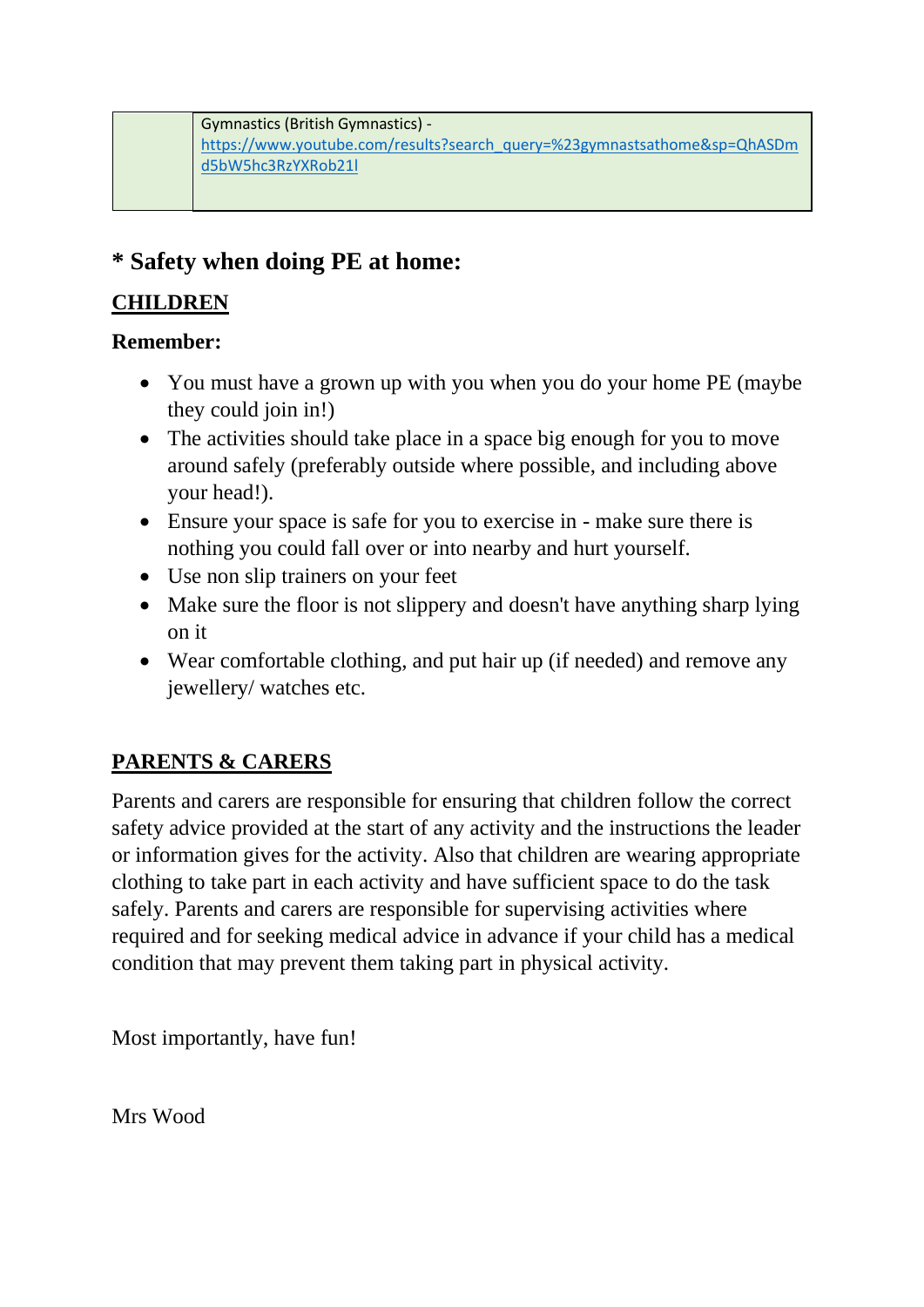| | |
|---|---|
| | Gymnastics (British Gymnastics) - https://www.youtube.com/results?search_query=%23gymnastsathome&sp=QhASDmd5bW5hc3RzYXRob21l |

## * Safety when doing PE at home:

### CHILDREN

**Remember:**

- You must have a grown up with you when you do your home PE (maybe they could join in!)
- The activities should take place in a space big enough for you to move around safely (preferably outside where possible, and including above your head!).
- Ensure your space is safe for you to exercise in - make sure there is nothing you could fall over or into nearby and hurt yourself.
- Use non slip trainers on your feet
- Make sure the floor is not slippery and doesn't have anything sharp lying on it
- Wear comfortable clothing, and put hair up (if needed) and remove any jewellery/ watches etc.

### PARENTS & CARERS

Parents and carers are responsible for ensuring that children follow the correct safety advice provided at the start of any activity and the instructions the leader or information gives for the activity. Also that children are wearing appropriate clothing to take part in each activity and have sufficient space to do the task safely. Parents and carers are responsible for supervising activities where required and for seeking medical advice in advance if your child has a medical condition that may prevent them taking part in physical activity.

Most importantly, have fun!

Mrs Wood